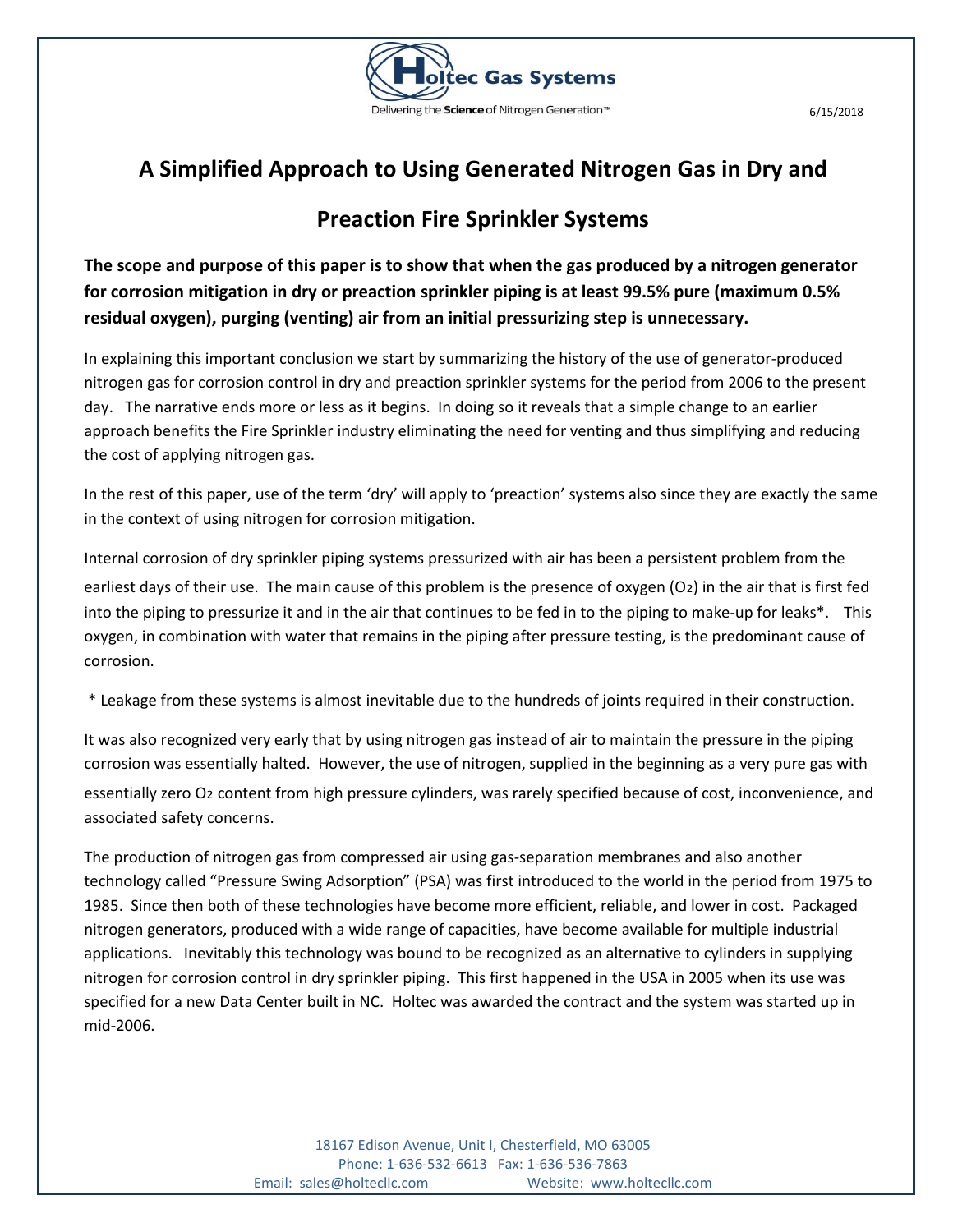Holtec Gas Systems

Delivering the **Science** of Nitrogen Generation™

6/15/2018

# A Simplified Approach to Using Generated Nitrogen Gas in Dry and Preaction Fire Sprinkler Systems

**The scope and purpose of this paper is to show that when the gas produced by a nitrogen generator for corrosion mitigation in dry or preaction sprinkler piping is at least 99.5% pure (maximum 0.5% residual oxygen), purging (venting) air from an initial pressurizing step is unnecessary.**

In explaining this important conclusion we start by summarizing the history of the use of generator-produced nitrogen gas for corrosion control in dry and preaction sprinkler systems for the period from 2006 to the present day. The narrative ends more or less as it begins. In doing so it reveals that a simple change to an earlier approach benefits the Fire Sprinkler industry eliminating the need for venting and thus simplifying and reducing the cost of applying nitrogen gas.

In the rest of this paper, use of the term 'dry' will apply to 'preaction' systems also since they are exactly the same in the context of using nitrogen for corrosion mitigation.

Internal corrosion of dry sprinkler piping systems pressurized with air has been a persistent problem from the earliest days of their use. The main cause of this problem is the presence of oxygen ($O_2$) in the air that is first fed into the piping to pressurize it and in the air that continues to be fed in to the piping to make-up for leaks*. This oxygen, in combination with water that remains in the piping after pressure testing, is the predominant cause of corrosion.

\* Leakage from these systems is almost inevitable due to the hundreds of joints required in their construction.

It was also recognized very early that by using nitrogen gas instead of air to maintain the pressure in the piping corrosion was essentially halted. However, the use of nitrogen, supplied in the beginning as a very pure gas with essentially zero $O_2$ content from high pressure cylinders, was rarely specified because of cost, inconvenience, and associated safety concerns.

The production of nitrogen gas from compressed air using gas-separation membranes and also another technology called "Pressure Swing Adsorption" (PSA) was first introduced to the world in the period from 1975 to 1985. Since then both of these technologies have become more efficient, reliable, and lower in cost. Packaged nitrogen generators, produced with a wide range of capacities, have become available for multiple industrial applications. Inevitably this technology was bound to be recognized as an alternative to cylinders in supplying nitrogen for corrosion control in dry sprinkler piping. This first happened in the USA in 2005 when its use was specified for a new Data Center built in NC. Holtec was awarded the contract and the system was started up in mid-2006.

18167 Edison Avenue, Unit I, Chesterfield, MO 63005
Phone: 1-636-532-6613 Fax: 1-636-536-7863
Email: sales@holtecllc.com Website: www.holtecllc.com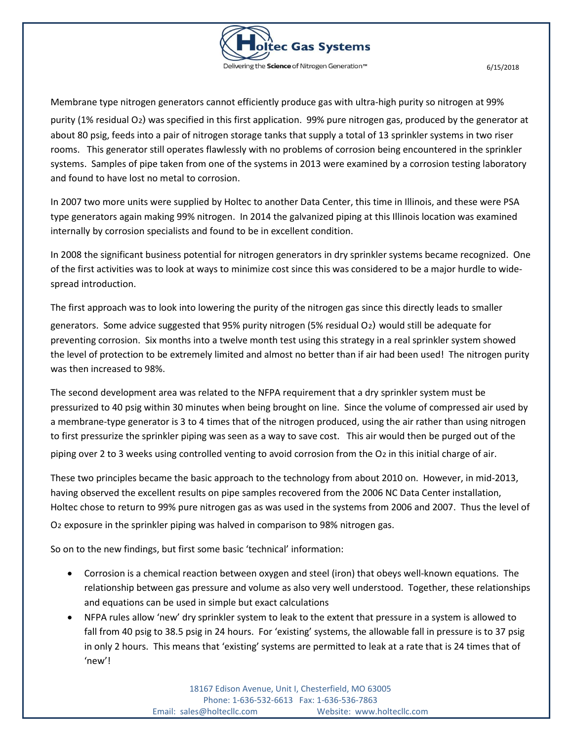Membrane type nitrogen generators cannot efficiently produce gas with ultra-high purity so nitrogen at 99% purity (1% residual $O_2$) was specified in this first application. 99% pure nitrogen gas, produced by the generator at about 80 psig, feeds into a pair of nitrogen storage tanks that supply a total of 13 sprinkler systems in two riser rooms. This generator still operates flawlessly with no problems of corrosion being encountered in the sprinkler systems. Samples of pipe taken from one of the systems in 2013 were examined by a corrosion testing laboratory and found to have lost no metal to corrosion.

In 2007 two more units were supplied by Holtec to another Data Center, this time in Illinois, and these were PSA type generators again making 99% nitrogen. In 2014 the galvanized piping at this Illinois location was examined internally by corrosion specialists and found to be in excellent condition.

In 2008 the significant business potential for nitrogen generators in dry sprinkler systems became recognized. One of the first activities was to look at ways to minimize cost since this was considered to be a major hurdle to wide-spread introduction.

The first approach was to look into lowering the purity of the nitrogen gas since this directly leads to smaller generators. Some advice suggested that 95% purity nitrogen (5% residual $O_2$) would still be adequate for preventing corrosion. Six months into a twelve month test using this strategy in a real sprinkler system showed the level of protection to be extremely limited and almost no better than if air had been used! The nitrogen purity was then increased to 98%.

The second development area was related to the NFPA requirement that a dry sprinkler system must be pressurized to 40 psig within 30 minutes when being brought on line. Since the volume of compressed air used by a membrane-type generator is 3 to 4 times that of the nitrogen produced, using the air rather than using nitrogen to first pressurize the sprinkler piping was seen as a way to save cost. This air would then be purged out of the piping over 2 to 3 weeks using controlled venting to avoid corrosion from the $O_2$ in this initial charge of air.

These two principles became the basic approach to the technology from about 2010 on. However, in mid-2013, having observed the excellent results on pipe samples recovered from the 2006 NC Data Center installation, Holtec chose to return to 99% pure nitrogen gas as was used in the systems from 2006 and 2007. Thus the level of $O_2$ exposure in the sprinkler piping was halved in comparison to 98% nitrogen gas.

So on to the new findings, but first some basic 'technical' information:

- Corrosion is a chemical reaction between oxygen and steel (iron) that obeys well-known equations. The relationship between gas pressure and volume as also very well understood. Together, these relationships and equations can be used in simple but exact calculations
- NFPA rules allow 'new' dry sprinkler system to leak to the extent that pressure in a system is allowed to fall from 40 psig to 38.5 psig in 24 hours. For 'existing' systems, the allowable fall in pressure is to 37 psig in only 2 hours. This means that 'existing' systems are permitted to leak at a rate that is 24 times that of 'new'!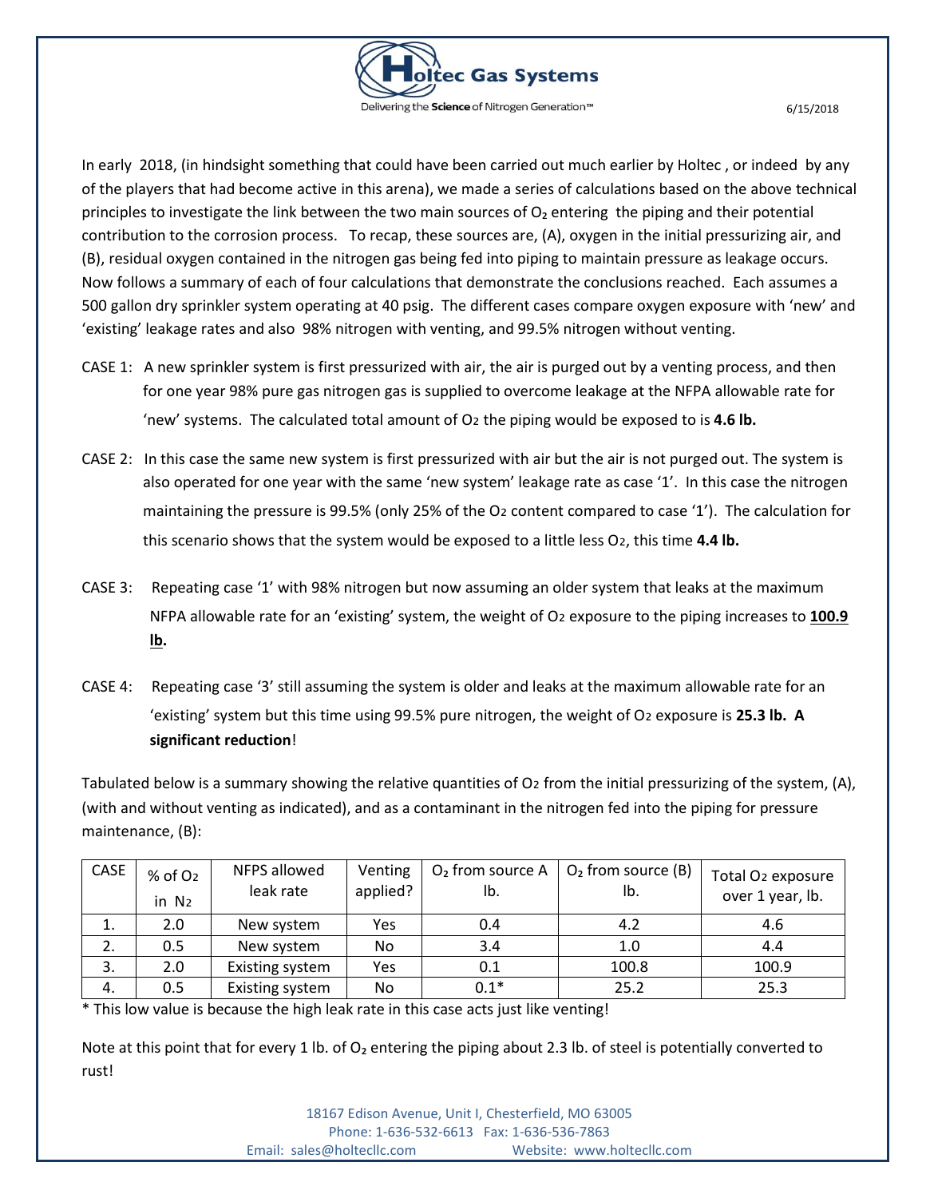In early 2018, (in hindsight something that could have been carried out much earlier by Holtec , or indeed by any of the players that had become active in this arena), we made a series of calculations based on the above technical principles to investigate the link between the two main sources of $O_2$ entering the piping and their potential contribution to the corrosion process. To recap, these sources are, (A), oxygen in the initial pressurizing air, and (B), residual oxygen contained in the nitrogen gas being fed into piping to maintain pressure as leakage occurs. Now follows a summary of each of four calculations that demonstrate the conclusions reached. Each assumes a 500 gallon dry sprinkler system operating at 40 psig. The different cases compare oxygen exposure with 'new' and 'existing' leakage rates and also 98% nitrogen with venting, and 99.5% nitrogen without venting.

CASE 1: A new sprinkler system is first pressurized with air, the air is purged out by a venting process, and then for one year 98% pure gas nitrogen gas is supplied to overcome leakage at the NFPA allowable rate for 'new' systems. The calculated total amount of $O_2$ the piping would be exposed to is **4.6 lb.**

CASE 2: In this case the same new system is first pressurized with air but the air is not purged out. The system is also operated for one year with the same 'new system' leakage rate as case '1'. In this case the nitrogen maintaining the pressure is 99.5% (only 25% of the $O_2$ content compared to case '1'). The calculation for this scenario shows that the system would be exposed to a little less $O_2$, this time **4.4 lb.**

CASE 3: Repeating case '1' with 98% nitrogen but now assuming an older system that leaks at the maximum NFPA allowable rate for an 'existing' system, the weight of $O_2$ exposure to the piping increases to **<u>100.9 lb</u>.**

CASE 4: Repeating case '3' still assuming the system is older and leaks at the maximum allowable rate for an 'existing' system but this time using 99.5% pure nitrogen, the weight of $O_2$ exposure is **25.3 lb. A significant reduction**!

Tabulated below is a summary showing the relative quantities of $O_2$ from the initial pressurizing of the system, (A), (with and without venting as indicated), and as a contaminant in the nitrogen fed into the piping for pressure maintenance, (B):

| CASE | % of $O_2$ in $N_2$ | NFPS allowed leak rate | Venting applied? | $O_2$ from source A lb. | $O_2$ from source (B) lb. | Total $O_2$ exposure over 1 year, lb. |
|---|---|---|---|---|---|---|
| 1. | 2.0 | New system | Yes | 0.4 | 4.2 | 4.6 |
| 2. | 0.5 | New system | No | 3.4 | 1.0 | 4.4 |
| 3. | 2.0 | Existing system | Yes | 0.1 | 100.8 | 100.9 |
| 4. | 0.5 | Existing system | No | 0.1* | 25.2 | 25.3 |

* This low value is because the high leak rate in this case acts just like venting!

Note at this point that for every 1 lb. of $O_2$ entering the piping about 2.3 lb. of steel is potentially converted to rust!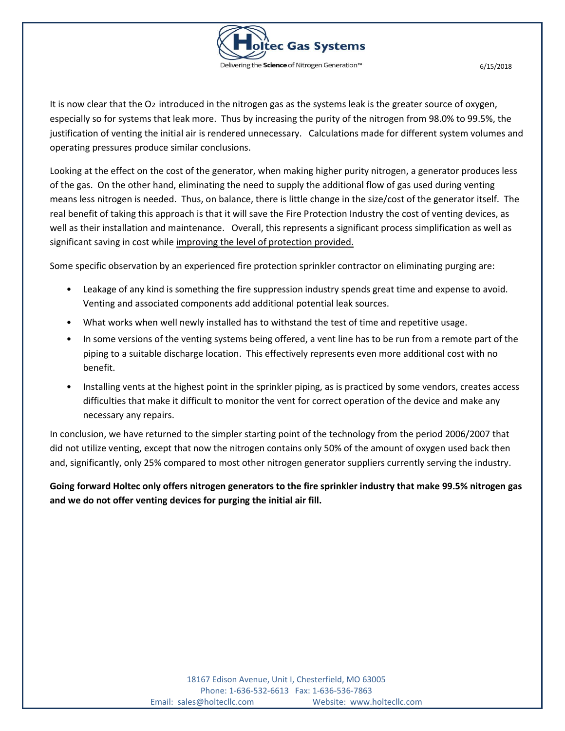It is now clear that the $O_2$ introduced in the nitrogen gas as the systems leak is the greater source of oxygen, especially so for systems that leak more. Thus by increasing the purity of the nitrogen from 98.0% to 99.5%, the justification of venting the initial air is rendered unnecessary. Calculations made for different system volumes and operating pressures produce similar conclusions.

Looking at the effect on the cost of the generator, when making higher purity nitrogen, a generator produces less of the gas. On the other hand, eliminating the need to supply the additional flow of gas used during venting means less nitrogen is needed. Thus, on balance, there is little change in the size/cost of the generator itself. The real benefit of taking this approach is that it will save the Fire Protection Industry the cost of venting devices, as well as their installation and maintenance. Overall, this represents a significant process simplification as well as significant saving in cost while improving the level of protection provided.

Some specific observation by an experienced fire protection sprinkler contractor on eliminating purging are:

- Leakage of any kind is something the fire suppression industry spends great time and expense to avoid. Venting and associated components add additional potential leak sources.
- What works when well newly installed has to withstand the test of time and repetitive usage.
- In some versions of the venting systems being offered, a vent line has to be run from a remote part of the piping to a suitable discharge location. This effectively represents even more additional cost with no benefit.
- Installing vents at the highest point in the sprinkler piping, as is practiced by some vendors, creates access difficulties that make it difficult to monitor the vent for correct operation of the device and make any necessary any repairs.

In conclusion, we have returned to the simpler starting point of the technology from the period 2006/2007 that did not utilize venting, except that now the nitrogen contains only 50% of the amount of oxygen used back then and, significantly, only 25% compared to most other nitrogen generator suppliers currently serving the industry.

**Going forward Holtec only offers nitrogen generators to the fire sprinkler industry that make 99.5% nitrogen gas and we do not offer venting devices for purging the initial air fill.**